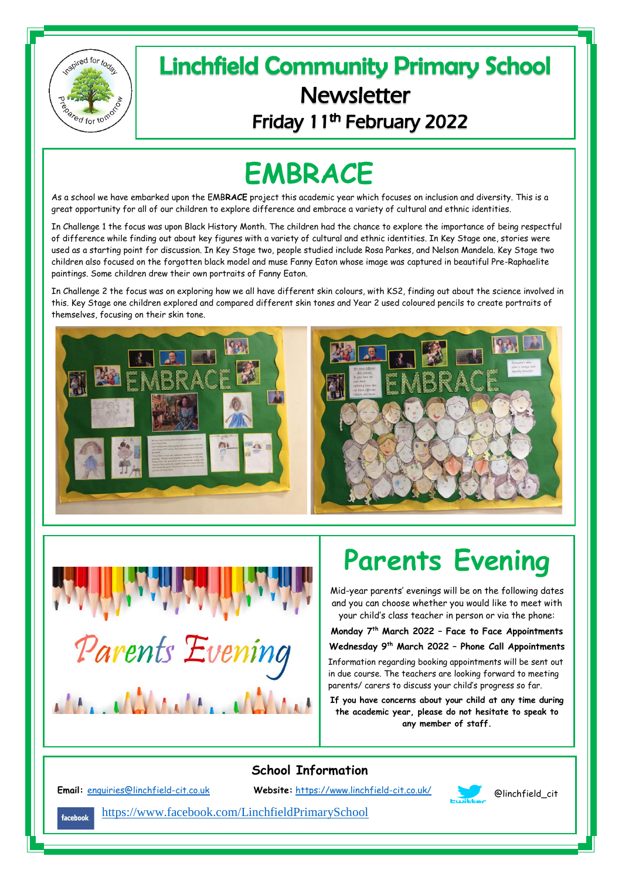# Linchfield Community Primary School

## Newsletter

### Friday 11th February 2022

## EMBRACE

As a school we have embarked upon the EMBRACE project this academic year which focuses on inclusion and diversity. This is a great opportunity for all of our children to explore difference and embrace a variety of cultural and ethnic identities.

In Challenge 1 the focus was upon Black History Month. The children had the chance to explore the importance of being respectful of difference while finding out about key figures with a variety of cultural and ethnic identities. In Key Stage one, stories were used as a starting point for discussion. In Key Stage two, people studied include Rosa Parkes, and Nelson Mandela. Key Stage two children also focused on the forgotten black model and muse Fanny Eaton whose image was captured in beautiful Pre-Raphaelite paintings. Some children drew their own portraits of Fanny Eaton.

In Challenge 2 the focus was on exploring how we all have different skin colours, with KS2, finding out about the science involved in this. Key Stage one children explored and compared different skin tones and Year 2 used coloured pencils to create portraits of themselves, focusing on their skin tone.

## Parents Evening

Mid-year parents' evenings will be on the following dates and you can choose whether you would like to meet with your child's class teacher in person or via the phone:

**Monday 7th March 2022 – Face to Face Appointments**

**Wednesday 9th March 2022 – Phone Call Appointments**

Information regarding booking appointments will be sent out in due course. The teachers are looking forward to meeting parents/ carers to discuss your child's progress so far.

**If you have concerns about your child at any time during the academic year, please do not hesitate to speak to any member of staff.**

### School Information

**Email:** enquiries@linchfield-cit.co.uk

**Website:** https://www.linchfield-cit.co.uk/

@linchfield_cit

https://www.facebook.com/LinchfieldPrimarySchool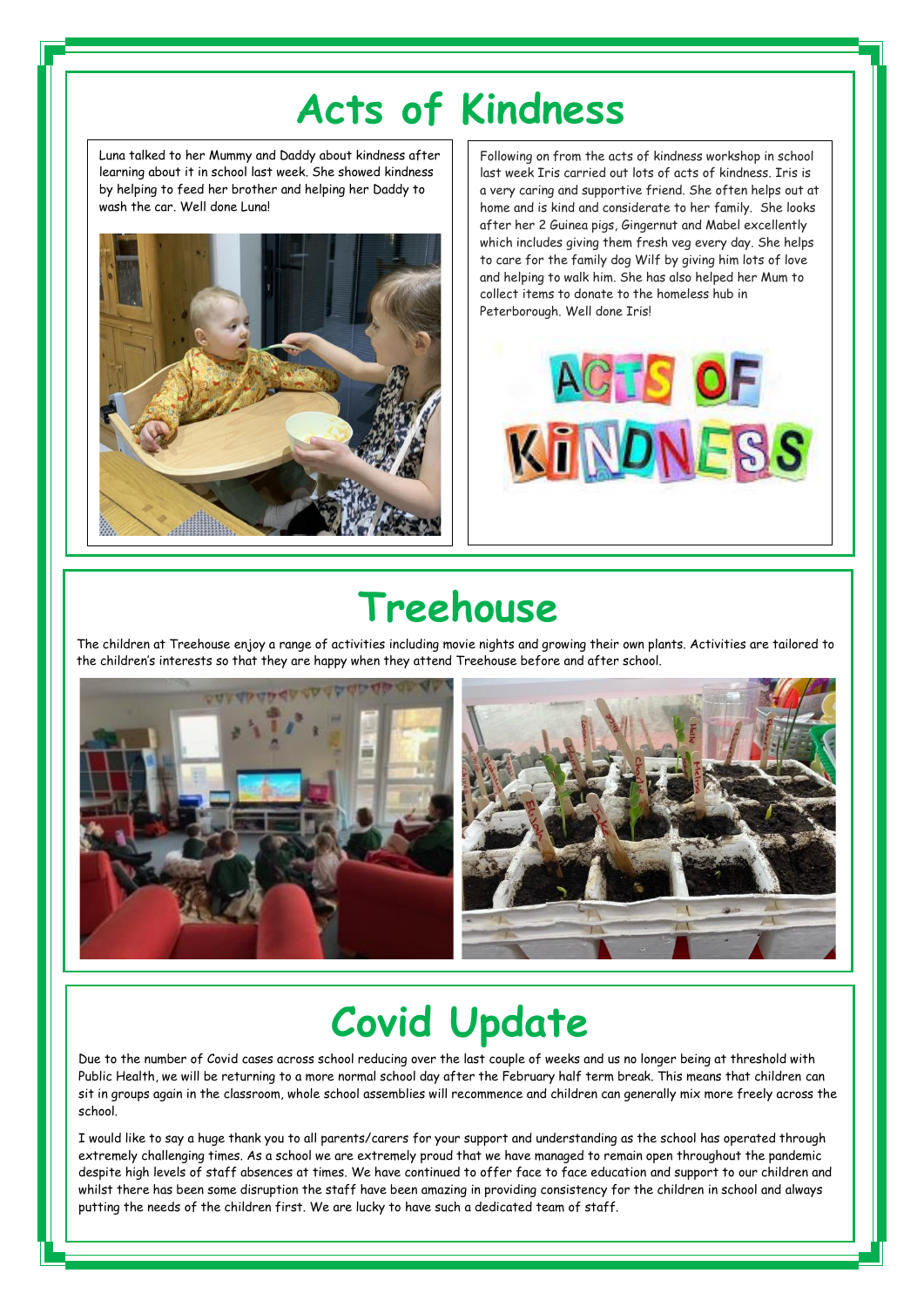# Acts of Kindness

Luna talked to her Mummy and Daddy about kindness after learning about it in school last week. She showed kindness by helping to feed her brother and helping her Daddy to wash the car. Well done Luna!

Following on from the acts of kindness workshop in school last week Iris carried out lots of acts of kindness. Iris is a very caring and supportive friend. She often helps out at home and is kind and considerate to her family. She looks after her 2 Guinea pigs, Gingernut and Mabel excellently which includes giving them fresh veg every day. She helps to care for the family dog Wilf by giving him lots of love and helping to walk him. She has also helped her Mum to collect items to donate to the homeless hub in Peterborough. Well done Iris!

# Treehouse

The children at Treehouse enjoy a range of activities including movie nights and growing their own plants. Activities are tailored to the children's interests so that they are happy when they attend Treehouse before and after school.

# Covid Update

Due to the number of Covid cases across school reducing over the last couple of weeks and us no longer being at threshold with Public Health, we will be returning to a more normal school day after the February half term break. This means that children can sit in groups again in the classroom, whole school assemblies will recommence and children can generally mix more freely across the school.

I would like to say a huge thank you to all parents/carers for your support and understanding as the school has operated through extremely challenging times. As a school we are extremely proud that we have managed to remain open throughout the pandemic despite high levels of staff absences at times. We have continued to offer face to face education and support to our children and whilst there has been some disruption the staff have been amazing in providing consistency for the children in school and always putting the needs of the children first. We are lucky to have such a dedicated team of staff.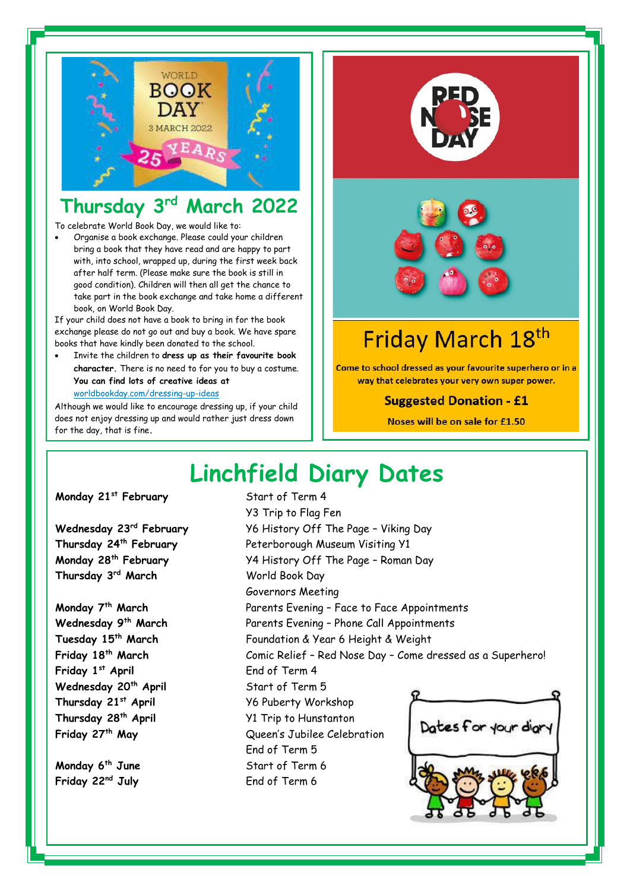WORLD BOOK DAY 3 MARCH 2022 25 YEARS

## Thursday 3rd March 2022

To celebrate World Book Day, we would like to:

- Organise a book exchange. Please could your children bring a book that they have read and are happy to part with, into school, wrapped up, during the first week back after half term. (Please make sure the book is still in good condition). Children will then all get the chance to take part in the book exchange and take home a different book, on World Book Day.

If your child does not have a book to bring in for the book exchange please do not go out and buy a book. We have spare books that have kindly been donated to the school.

- Invite the children to **dress up as their favourite book character**. There is no need to for you to buy a costume. **You can find lots of creative ideas at** worldbookday.com/dressing-up-ideas

Although we would like to encourage dressing up, if your child does not enjoy dressing up and would rather just dress down for the day, that is fine.

RED NOSE DAY

## Friday March 18th

**Come to school dressed as your favourite superhero or in a way that celebrates your very own super power.**

**Suggested Donation - £1**

**Noses will be on sale for £1.50**

# Linchfield Diary Dates

| | |
|---|---|
| **Monday 21st February** | Start of Term 4 |
| | Y3 Trip to Flag Fen |
| **Wednesday 23rd February** | Y6 History Off The Page – Viking Day |
| **Thursday 24th February** | Peterborough Museum Visiting Y1 |
| **Monday 28th February** | Y4 History Off The Page – Roman Day |
| **Thursday 3rd March** | World Book Day |
| | Governors Meeting |
| **Monday 7th March** | Parents Evening – Face to Face Appointments |
| **Wednesday 9th March** | Parents Evening – Phone Call Appointments |
| **Tuesday 15th March** | Foundation & Year 6 Height & Weight |
| **Friday 18th March** | Comic Relief – Red Nose Day – Come dressed as a Superhero! |
| **Friday 1st April** | End of Term 4 |
| **Wednesday 20th April** | Start of Term 5 |
| **Thursday 21st April** | Y6 Puberty Workshop |
| **Thursday 28th April** | Y1 Trip to Hunstanton |
| **Friday 27th May** | Queen's Jubilee Celebration |
| | End of Term 5 |
| **Monday 6th June** | Start of Term 6 |
| **Friday 22nd July** | End of Term 6 |

Dates for your diary